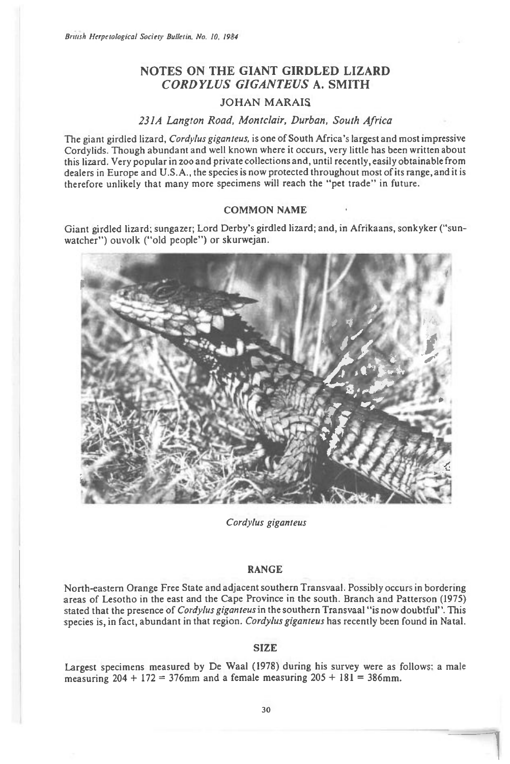# NOTES ON THE GIANT GIRDLED LIZARD *CORDYLUS GIGANTEUS* A. SMITH

### JOHAN MARAIS

*231A Langton Road, Montclair, Durban, South Africa*

The giant girdled lizard, *Cordylus giganteus,* is one of South Africa's largest and most impressive Cordylids. Though abundant and well known where it occurs, very little has been written about this lizard. Very popular in zoo and private collections and, until recently, easily obtainable from dealers in Europe and U.S.A., the species is now protected throughout most of its range, and it is therefore unlikely that many more specimens will reach the "pet trade" in future.

## COMMON NAME

Giant girdled lizard; sungazer; Lord Derby's girdled lizard; and, in Afrikaans, sonkyker ("sun-watcher") ouvolk ("old people") or skurwejan.

*Cordylus giganteus*

## RANGE

North-eastern Orange Free State and adjacent southern Transvaal. Possibly occurs in bordering areas of Lesotho in the east and the Cape Province in the south. Branch and Patterson (1975) stated that the presence of *Cordylus giganteus* in the southern Transvaal "is now doubtful". This species is, in fact, abundant in that region. *Cordylus giganteus* has recently been found in Natal.

## SIZE

Largest specimens measured by De Waal (1978) during his survey were as follows: a male measuring 204 + 172 = 376mm and a female measuring 205 + 181 = 386mm.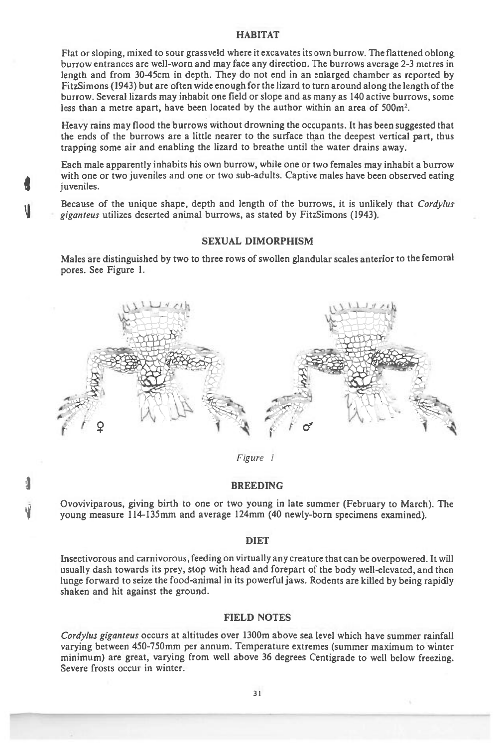## HABITAT

Flat or sloping, mixed to sour grassveld where it excavates its own burrow. The flattened oblong burrow entrances are well-worn and may face any direction. The burrows average 2-3 metres in length and from 30-45cm in depth. They do not end in an enlarged chamber as reported by FitzSimons (1943) but are often wide enough for the lizard to turn around along the length of the burrow. Several lizards may inhabit one field or slope and as many as 140 active burrows, some less than a metre apart, have been located by the author within an area of $500m^2$.

Heavy rains may flood the burrows without drowning the occupants. It has been suggested that the ends of the burrows are a little nearer to the surface than the deepest vertical part, thus trapping some air and enabling the lizard to breathe until the water drains away.

Each male apparently inhabits his own burrow, while one or two females may inhabit a burrow with one or two juveniles and one or two sub-adults. Captive males have been observed eating juveniles.

Because of the unique shape, depth and length of the burrows, it is unlikely that *Cordylus giganteus* utilizes deserted animal burrows, as stated by FitzSimons (1943).

## SEXUAL DIMORPHISM

Males are distinguished by two to three rows of swollen glandular scales anterior to the femoral pores. See Figure 1.

♀

♂

*Figure 1*

## BREEDING

Ovoviviparous, giving birth to one or two young in late summer (February to March). The young measure 114-135mm and average 124mm (40 newly-born specimens examined).

## DIET

Insectivorous and carnivorous, feeding on virtually any creature that can be overpowered. It will usually dash towards its prey, stop with head and forepart of the body well-elevated, and then lunge forward to seize the food-animal in its powerful jaws. Rodents are killed by being rapidly shaken and hit against the ground.

## FIELD NOTES

*Cordylus giganteus* occurs at altitudes over 1300m above sea level which have summer rainfall varying between 450-750mm per annum. Temperature extremes (summer maximum to winter minimum) are great, varying from well above 36 degrees Centigrade to well below freezing. Severe frosts occur in winter.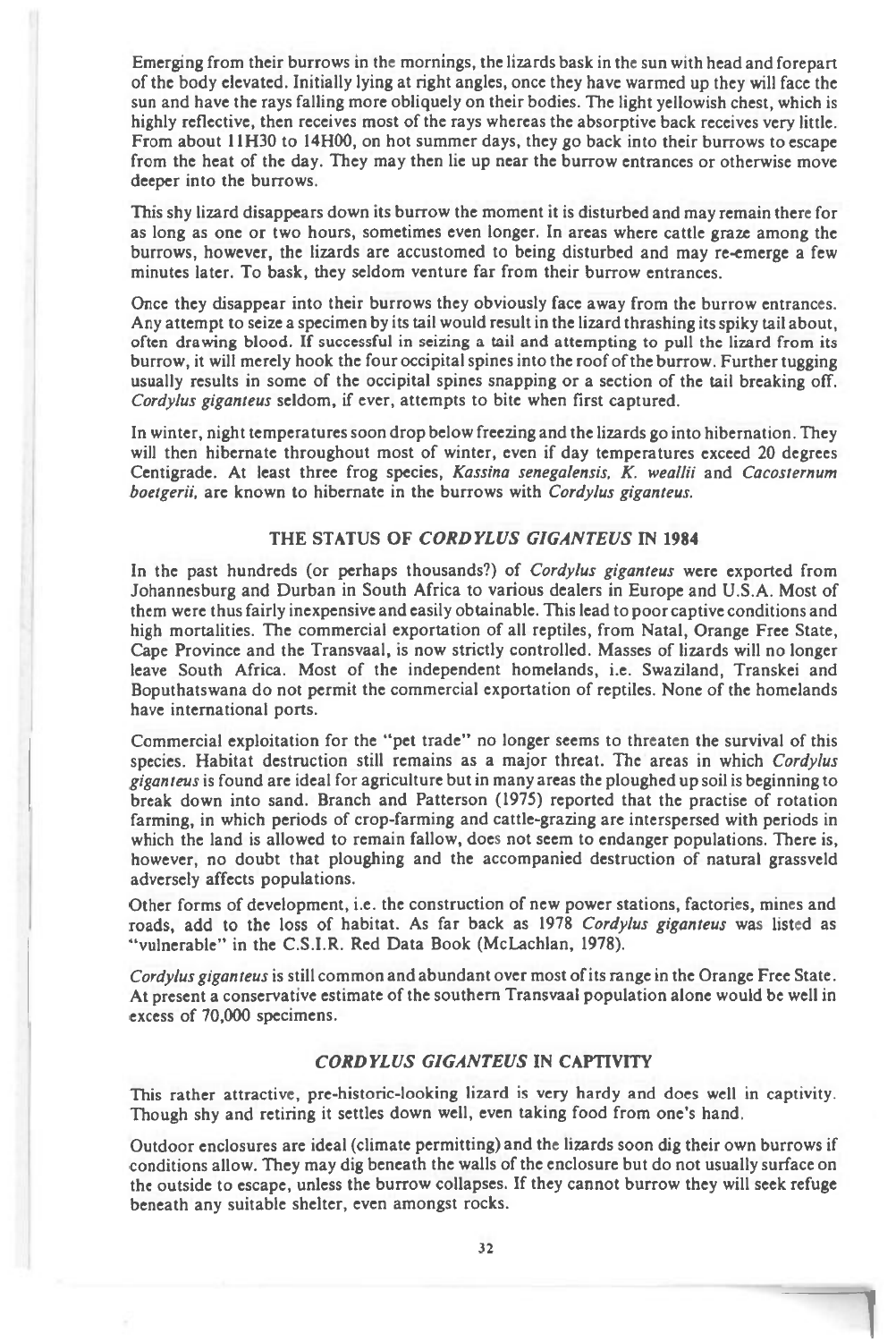Emerging from their burrows in the mornings, the lizards bask in the sun with head and forepart of the body elevated. Initially lying at right angles, once they have warmed up they will face the sun and have the rays falling more obliquely on their bodies. The light yellowish chest, which is highly reflective, then receives most of the rays whereas the absorptive back receives very little. From about 11H30 to 14H00, on hot summer days, they go back into their burrows to escape from the heat of the day. They may then lie up near the burrow entrances or otherwise move deeper into the burrows.

This shy lizard disappears down its burrow the moment it is disturbed and may remain there for as long as one or two hours, sometimes even longer. In areas where cattle graze among the burrows, however, the lizards are accustomed to being disturbed and may re-emerge a few minutes later. To bask, they seldom venture far from their burrow entrances.

Once they disappear into their burrows they obviously face away from the burrow entrances. Any attempt to seize a specimen by its tail would result in the lizard thrashing its spiky tail about, often drawing blood. If successful in seizing a tail and attempting to pull the lizard from its burrow, it will merely hook the four occipital spines into the roof of the burrow. Further tugging usually results in some of the occipital spines snapping or a section of the tail breaking off. *Cordylus giganteus* seldom, if ever, attempts to bite when first captured.

In winter, night temperatures soon drop below freezing and the lizards go into hibernation. They will then hibernate throughout most of winter, even if day temperatures exceed 20 degrees Centigrade. At least three frog species, *Kassina senegalensis, K. weallii* and *Cacosternum boetgerii*, are known to hibernate in the burrows with *Cordylus giganteus*.

## THE STATUS OF *CORDYLUS GIGANTEUS* IN 1984

In the past hundreds (or perhaps thousands?) of *Cordylus giganteus* were exported from Johannesburg and Durban in South Africa to various dealers in Europe and U.S.A. Most of them were thus fairly inexpensive and easily obtainable. This lead to poor captive conditions and high mortalities. The commercial exportation of all reptiles, from Natal, Orange Free State, Cape Province and the Transvaal, is now strictly controlled. Masses of lizards will no longer leave South Africa. Most of the independent homelands, i.e. Swaziland, Transkei and Boputhatswana do not permit the commercial exportation of reptiles. None of the homelands have international ports.

Commercial exploitation for the "pet trade" no longer seems to threaten the survival of this species. Habitat destruction still remains as a major threat. The areas in which *Cordylus giganteus* is found are ideal for agriculture but in many areas the ploughed up soil is beginning to break down into sand. Branch and Patterson (1975) reported that the practise of rotation farming, in which periods of crop-farming and cattle-grazing are interspersed with periods in which the land is allowed to remain fallow, does not seem to endanger populations. There is, however, no doubt that ploughing and the accompanied destruction of natural grassveld adversely affects populations.

Other forms of development, i.e. the construction of new power stations, factories, mines and roads, add to the loss of habitat. As far back as 1978 *Cordylus giganteus* was listed as "vulnerable" in the C.S.I.R. Red Data Book (McLachlan, 1978).

*Cordylus giganteus* is still common and abundant over most of its range in the Orange Free State. At present a conservative estimate of the southern Transvaal population alone would be well in excess of 70,000 specimens.

## *CORDYLUS GIGANTEUS* IN CAPTIVITY

This rather attractive, pre-historic-looking lizard is very hardy and does well in captivity. Though shy and retiring it settles down well, even taking food from one's hand.

Outdoor enclosures are ideal (climate permitting) and the lizards soon dig their own burrows if conditions allow. They may dig beneath the walls of the enclosure but do not usually surface on the outside to escape, unless the burrow collapses. If they cannot burrow they will seek refuge beneath any suitable shelter, even amongst rocks.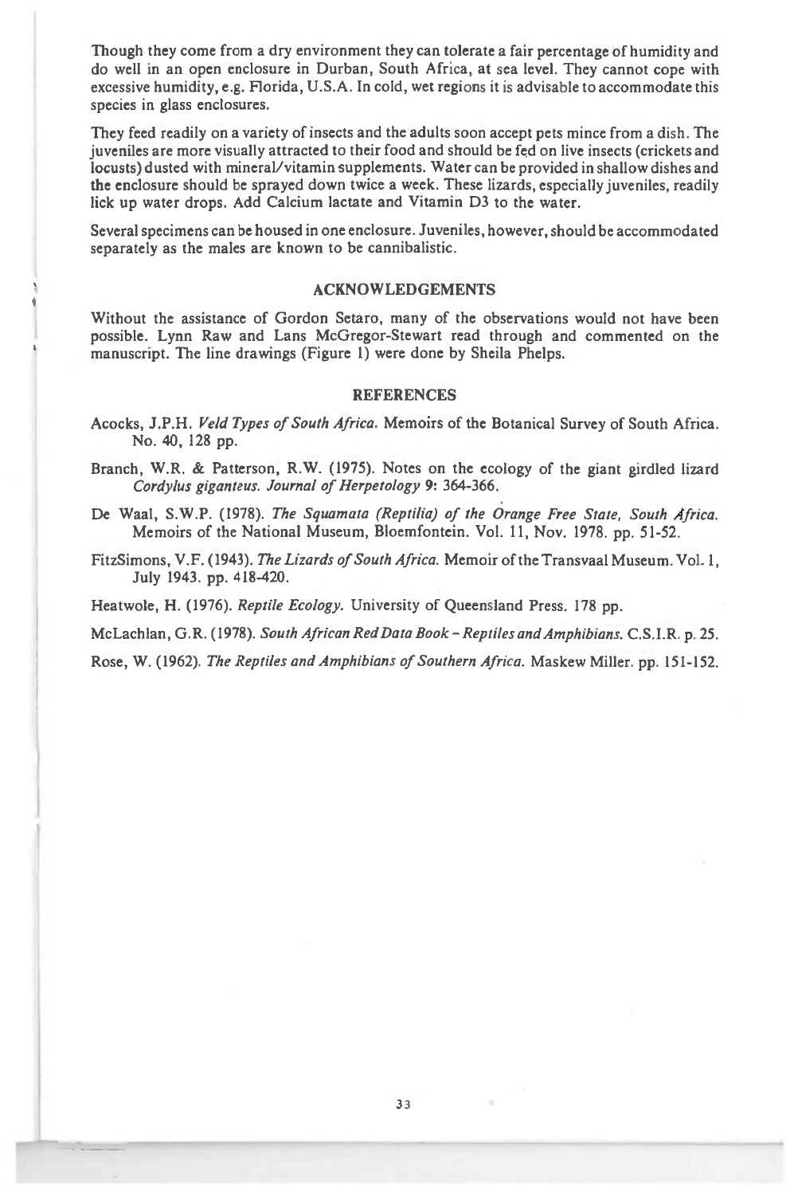Though they come from a dry environment they can tolerate a fair percentage of humidity and do well in an open enclosure in Durban, South Africa, at sea level. They cannot cope with excessive humidity, e.g. Florida, U.S.A. In cold, wet regions it is advisable to accommodate this species in glass enclosures.

They feed readily on a variety of insects and the adults soon accept pets mince from a dish. The juveniles are more visually attracted to their food and should be fed on live insects (crickets and locusts) dusted with mineral/vitamin supplements. Water can be provided in shallow dishes and the enclosure should be sprayed down twice a week. These lizards, especially juveniles, readily lick up water drops. Add Calcium lactate and Vitamin D3 to the water.

Several specimens can be housed in one enclosure. Juveniles, however, should be accommodated separately as the males are known to be cannibalistic.

## ACKNOWLEDGEMENTS

Without the assistance of Gordon Setaro, many of the observations would not have been possible. Lynn Raw and Lans McGregor-Stewart read through and commented on the manuscript. The line drawings (Figure 1) were done by Sheila Phelps.

## REFERENCES

Acocks, J.P.H. *Veld Types of South Africa.* Memoirs of the Botanical Survey of South Africa. No. 40, 128 pp.

Branch, W.R. & Patterson, R.W. (1975). Notes on the ecology of the giant girdled lizard *Cordylus giganteus. Journal of Herpetology* **9**: 364-366.

De Waal, S.W.P. (1978). *The Squamata (Reptilia) of the Orange Free State, South Africa.* Memoirs of the National Museum, Bloemfontein. Vol. 11, Nov. 1978. pp. 51-52.

FitzSimons, V.F. (1943). *The Lizards of South Africa.* Memoir of the Transvaal Museum. Vol. 1, July 1943. pp. 418-420.

Heatwole, H. (1976). *Reptile Ecology.* University of Queensland Press. 178 pp.

McLachlan, G.R. (1978). *South African Red Data Book – Reptiles and Amphibians.* C.S.I.R. p. 25.

Rose, W. (1962). *The Reptiles and Amphibians of Southern Africa.* Maskew Miller. pp. 151-152.